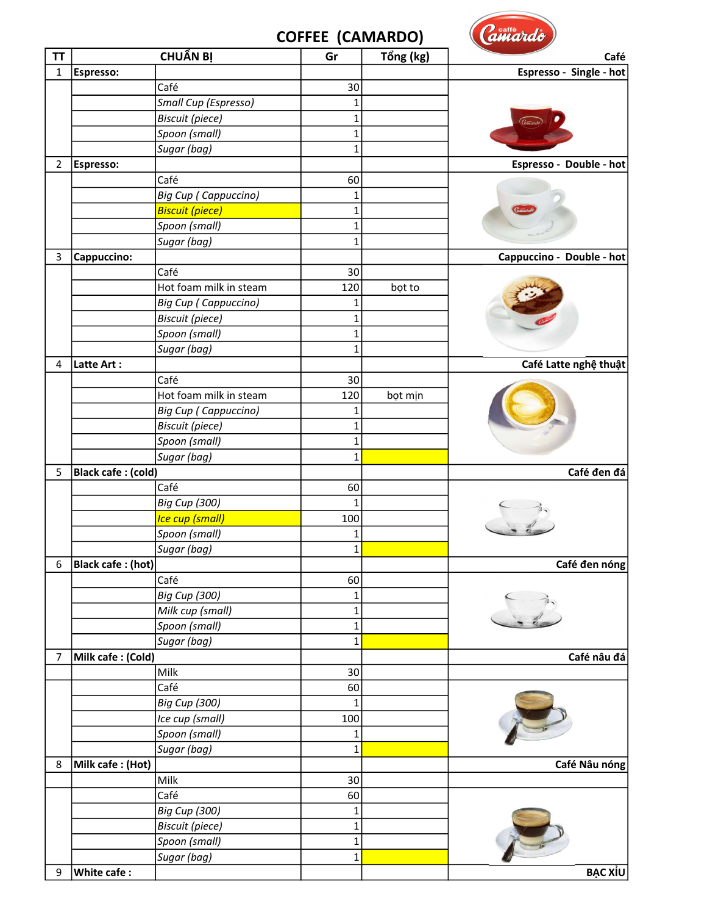# COFFEE (CAMARDO)

| TT | CHUẨN BỊ | | Gr | Tổng (kg) | Café |
|---|---|---|---|---|---|
| 1 | **Espresso:** | | | | **Espresso - Single - hot** |
| | | Café | 30 | | |
| | | *Small Cup (Espresso)* | 1 | | |
| | | *Biscuit (piece)* | 1 | | |
| | | *Spoon (small)* | 1 | | |
| | | *Sugar (bag)* | 1 | | |
| 2 | **Espresso:** | | | | **Espresso - Double - hot** |
| | | Café | 60 | | |
| | | *Big Cup ( Cappuccino)* | 1 | | |
| | | *Biscuit (piece)* | 1 | | |
| | | *Spoon (small)* | 1 | | |
| | | *Sugar (bag)* | 1 | | |
| 3 | **Cappuccino:** | | | | **Cappuccino - Double - hot** |
| | | Café | 30 | | |
| | | Hot foam milk in steam | 120 | bọt to | |
| | | *Big Cup ( Cappuccino)* | 1 | | |
| | | *Biscuit (piece)* | 1 | | |
| | | *Spoon (small)* | 1 | | |
| | | *Sugar (bag)* | 1 | | |
| 4 | **Latte Art :** | | | | **Café Latte nghệ thuật** |
| | | Café | 30 | | |
| | | Hot foam milk in steam | 120 | bọt mịn | |
| | | *Big Cup ( Cappuccino)* | 1 | | |
| | | *Biscuit (piece)* | 1 | | |
| | | *Spoon (small)* | 1 | | |
| | | *Sugar (bag)* | 1 | | |
| 5 | **Black cafe : (cold)** | | | | **Café đen đá** |
| | | Café | 60 | | |
| | | *Big Cup (300)* | 1 | | |
| | | *Ice cup (small)* | 100 | | |
| | | *Spoon (small)* | 1 | | |
| | | *Sugar (bag)* | 1 | | |
| 6 | **Black cafe : (hot)** | | | | **Café đen nóng** |
| | | Café | 60 | | |
| | | *Big Cup (300)* | 1 | | |
| | | *Milk cup (small)* | 1 | | |
| | | *Spoon (small)* | 1 | | |
| | | *Sugar (bag)* | 1 | | |
| 7 | **Milk cafe : (Cold)** | | | | **Café nâu đá** |
| | | Milk | 30 | | |
| | | Café | 60 | | |
| | | *Big Cup (300)* | 1 | | |
| | | *Ice cup (small)* | 100 | | |
| | | *Spoon (small)* | 1 | | |
| | | *Sugar (bag)* | 1 | | |
| 8 | **Milk cafe : (Hot)** | | | | **Café Nâu nóng** |
| | | Milk | 30 | | |
| | | Café | 60 | | |
| | | *Big Cup (300)* | 1 | | |
| | | *Biscuit (piece)* | 1 | | |
| | | *Spoon (small)* | 1 | | |
| | | *Sugar (bag)* | 1 | | |
| 9 | **White cafe :** | | | | **BẠC XỈU** |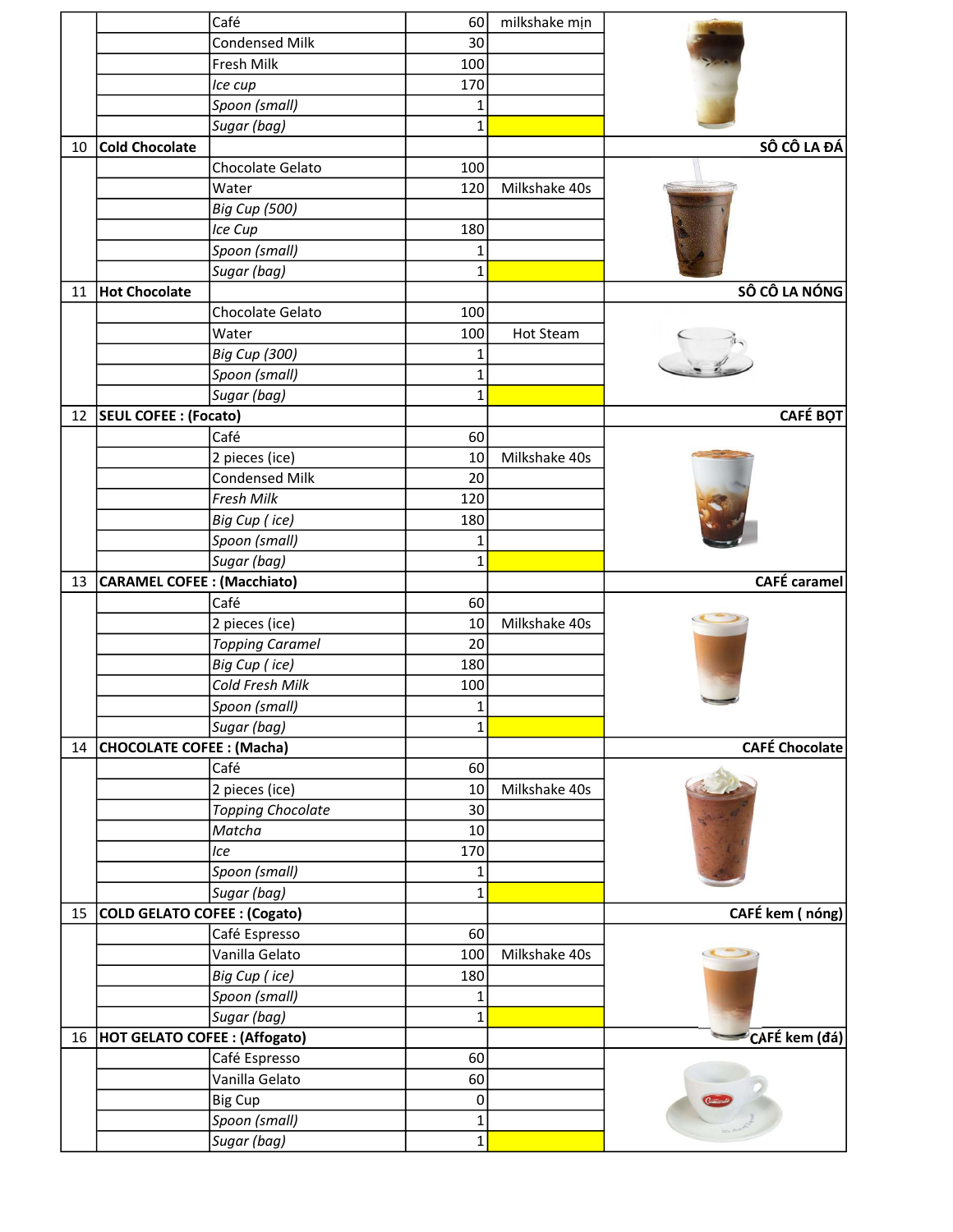| | | | | | |
|---|---|---|---|---|---|
| | | Café | 60 | milkshake mịn | |
| | | Condensed Milk | 30 | | |
| | | Fresh Milk | 100 | | |
| | | *Ice cup* | 170 | | |
| | | *Spoon (small)* | 1 | | |
| | | *Sugar (bag)* | 1 | | |
| 10 | **Cold Chocolate** | | | | **SÔ CÔ LA ĐÁ** |
| | | Chocolate Gelato | 100 | | |
| | | Water | 120 | Milkshake 40s | |
| | | *Big Cup (500)* | | | |
| | | *Ice Cup* | 180 | | |
| | | *Spoon (small)* | 1 | | |
| | | *Sugar (bag)* | 1 | | |
| 11 | **Hot Chocolate** | | | | **SÔ CÔ LA NÓNG** |
| | | Chocolate Gelato | 100 | | |
| | | Water | 100 | Hot Steam | |
| | | *Big Cup (300)* | 1 | | |
| | | *Spoon (small)* | 1 | | |
| | | *Sugar (bag)* | 1 | | |
| 12 | **SEUL COFEE : (Focato)** | | | | **CAFÉ BỌT** |
| | | Café | 60 | | |
| | | 2 pieces (ice) | 10 | Milkshake 40s | |
| | | Condensed Milk | 20 | | |
| | | *Fresh Milk* | 120 | | |
| | | *Big Cup ( ice)* | 180 | | |
| | | *Spoon (small)* | 1 | | |
| | | *Sugar (bag)* | 1 | | |
| 13 | **CARAMEL COFEE : (Macchiato)** | | | | **CAFÉ caramel** |
| | | Café | 60 | | |
| | | 2 pieces (ice) | 10 | Milkshake 40s | |
| | | *Topping Caramel* | 20 | | |
| | | *Big Cup ( ice)* | 180 | | |
| | | *Cold Fresh Milk* | 100 | | |
| | | *Spoon (small)* | 1 | | |
| | | *Sugar (bag)* | 1 | | |
| 14 | **CHOCOLATE COFEE : (Macha)** | | | | **CAFÉ Chocolate** |
| | | Café | 60 | | |
| | | 2 pieces (ice) | 10 | Milkshake 40s | |
| | | *Topping Chocolate* | 30 | | |
| | | *Matcha* | 10 | | |
| | | *Ice* | 170 | | |
| | | *Spoon (small)* | 1 | | |
| | | *Sugar (bag)* | 1 | | |
| 15 | **COLD GELATO COFEE : (Cogato)** | | | | **CAFÉ kem ( nóng)** |
| | | Café Espresso | 60 | | |
| | | Vanilla Gelato | 100 | Milkshake 40s | |
| | | *Big Cup ( ice)* | 180 | | |
| | | *Spoon (small)* | 1 | | |
| | | *Sugar (bag)* | 1 | | |
| 16 | **HOT GELATO COFEE : (Affogato)** | | | | **CAFÉ kem (đá)** |
| | | Café Espresso | 60 | | |
| | | Vanilla Gelato | 60 | | |
| | | Big Cup | 0 | | |
| | | *Spoon (small)* | 1 | | |
| | | *Sugar (bag)* | 1 | | |